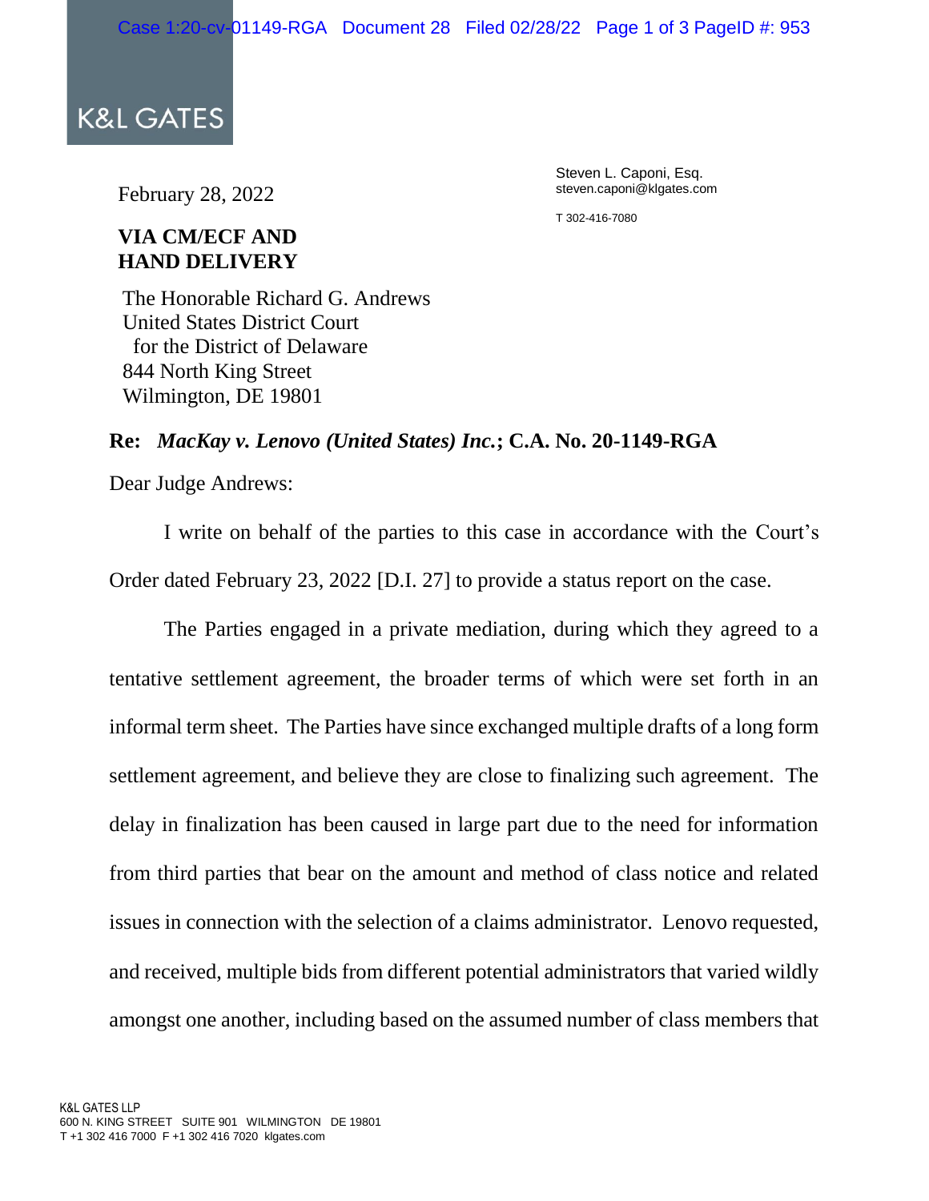K&L GATES

February 28, 2022

Steven L. Caponi, Esq.
steven.caponi@klgates.com

T 302-416-7080

**VIA CM/ECF AND HAND DELIVERY**

The Honorable Richard G. Andrews
United States District Court
for the District of Delaware
844 North King Street
Wilmington, DE 19801

**Re: *MacKay v. Lenovo (United States) Inc.*; C.A. No. 20-1149-RGA**

Dear Judge Andrews:

I write on behalf of the parties to this case in accordance with the Court's Order dated February 23, 2022 [D.I. 27] to provide a status report on the case.

The Parties engaged in a private mediation, during which they agreed to a tentative settlement agreement, the broader terms of which were set forth in an informal term sheet. The Parties have since exchanged multiple drafts of a long form settlement agreement, and believe they are close to finalizing such agreement. The delay in finalization has been caused in large part due to the need for information from third parties that bear on the amount and method of class notice and related issues in connection with the selection of a claims administrator. Lenovo requested, and received, multiple bids from different potential administrators that varied wildly amongst one another, including based on the assumed number of class members that

K&L GATES LLP
600 N. KING STREET SUITE 901 WILMINGTON DE 19801
T +1 302 416 7000 F +1 302 416 7020 klgates.com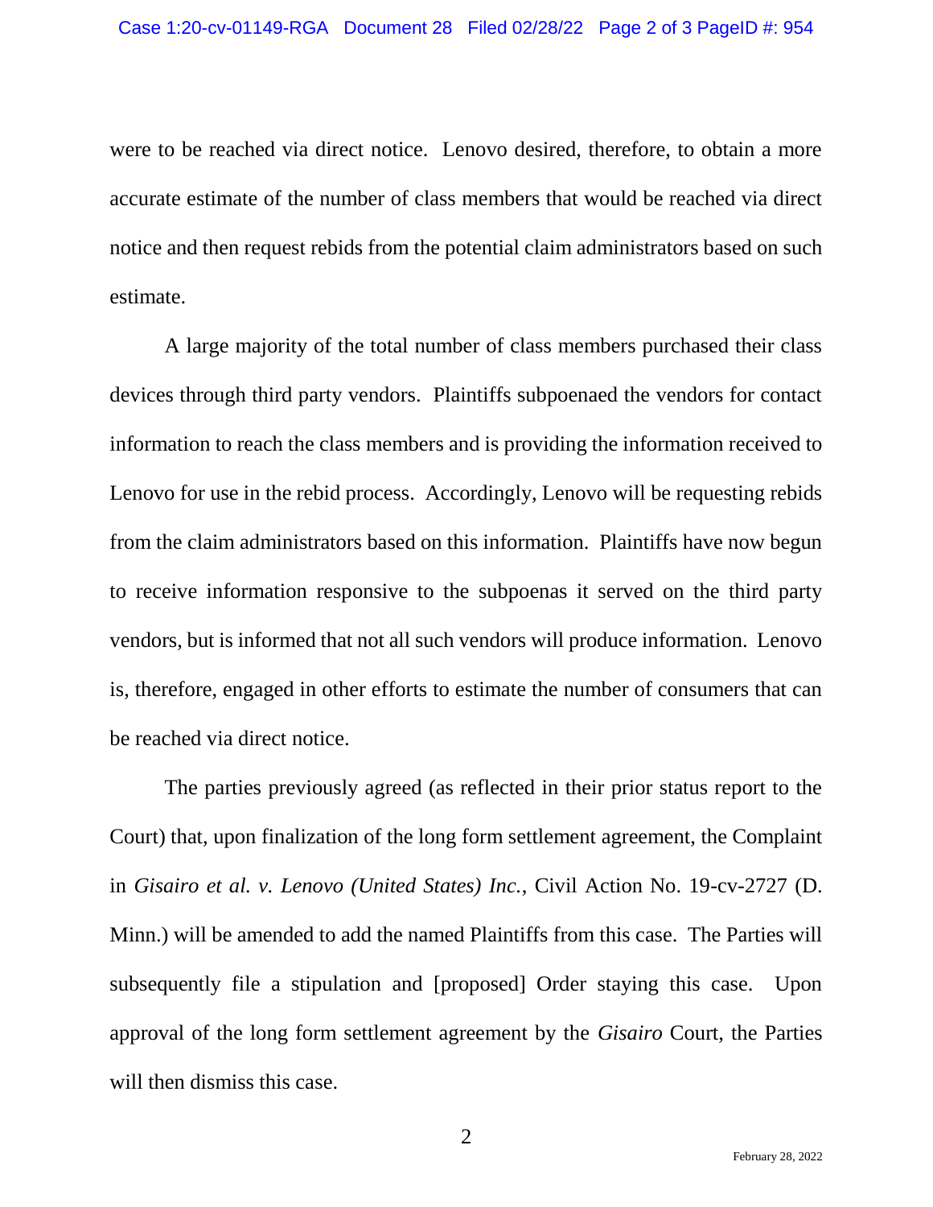were to be reached via direct notice. Lenovo desired, therefore, to obtain a more accurate estimate of the number of class members that would be reached via direct notice and then request rebids from the potential claim administrators based on such estimate.

A large majority of the total number of class members purchased their class devices through third party vendors. Plaintiffs subpoenaed the vendors for contact information to reach the class members and is providing the information received to Lenovo for use in the rebid process. Accordingly, Lenovo will be requesting rebids from the claim administrators based on this information. Plaintiffs have now begun to receive information responsive to the subpoenas it served on the third party vendors, but is informed that not all such vendors will produce information. Lenovo is, therefore, engaged in other efforts to estimate the number of consumers that can be reached via direct notice.

The parties previously agreed (as reflected in their prior status report to the Court) that, upon finalization of the long form settlement agreement, the Complaint in *Gisairo et al. v. Lenovo (United States) Inc.*, Civil Action No. 19-cv-2727 (D. Minn.) will be amended to add the named Plaintiffs from this case. The Parties will subsequently file a stipulation and [proposed] Order staying this case. Upon approval of the long form settlement agreement by the *Gisairo* Court, the Parties will then dismiss this case.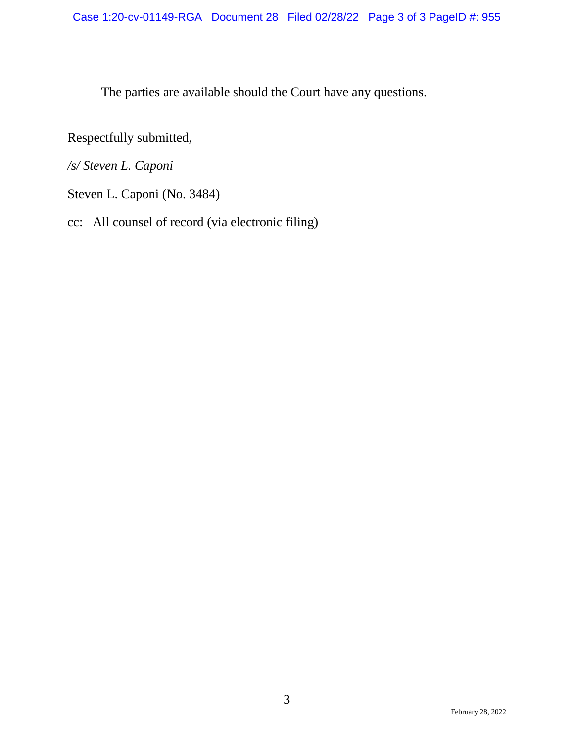The parties are available should the Court have any questions.

Respectfully submitted,

*/s/ Steven L. Caponi*

Steven L. Caponi (No. 3484)

cc: All counsel of record (via electronic filing)

February 28, 2022